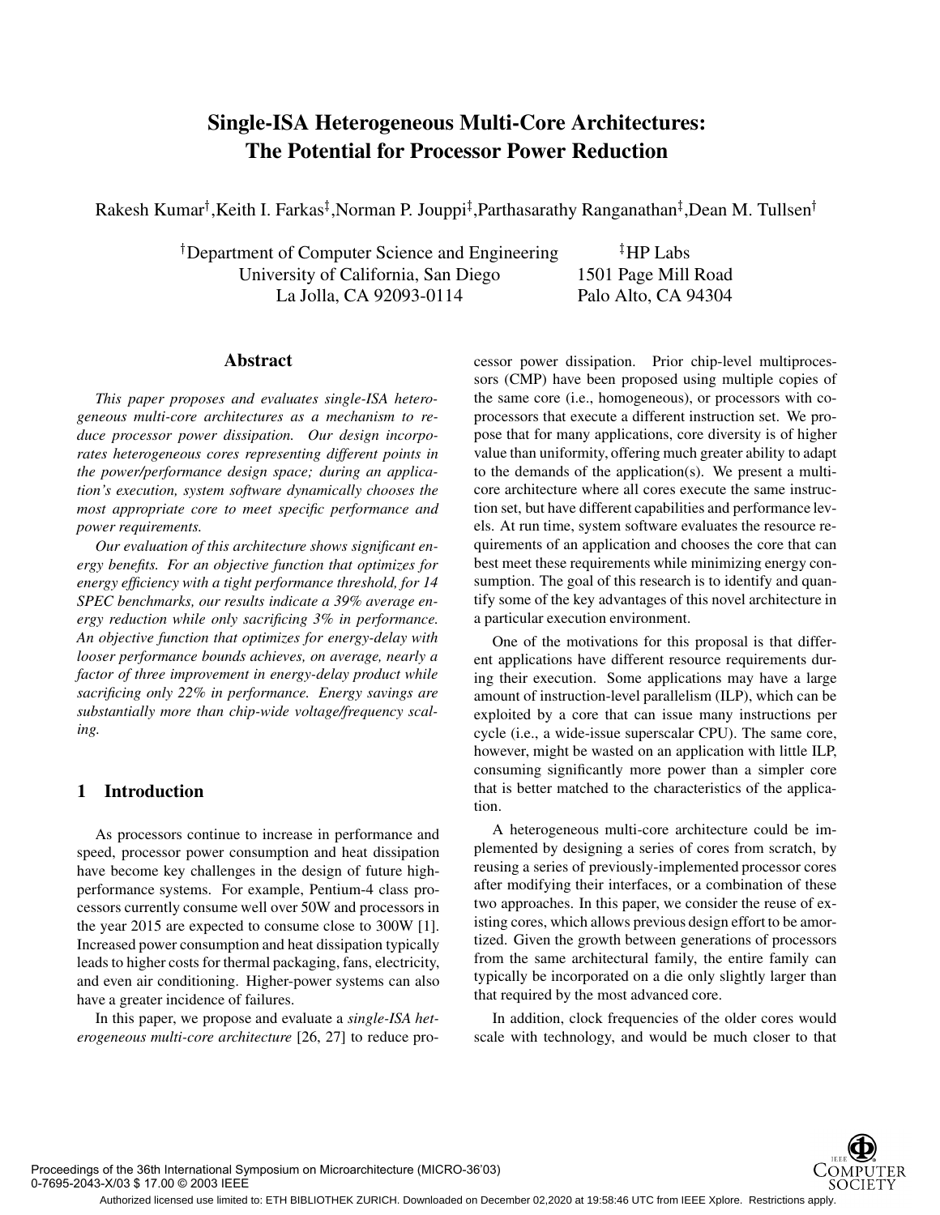# Single-ISA Heterogeneous Multi-Core Architectures: The Potential for Processor Power Reduction

Rakesh Kumar†, Keith I. Farkas‡, Norman P. Jouppi‡, Parthasarathy Ranganathan‡, Dean M. Tullsen†

†Department of Computer Science and Engineering
University of California, San Diego
La Jolla, CA 92093-0114

‡HP Labs
1501 Page Mill Road
Palo Alto, CA 94304

## Abstract

*This paper proposes and evaluates single-ISA heterogeneous multi-core architectures as a mechanism to reduce processor power dissipation. Our design incorporates heterogeneous cores representing different points in the power/performance design space; during an application's execution, system software dynamically chooses the most appropriate core to meet specific performance and power requirements.*

*Our evaluation of this architecture shows significant energy benefits. For an objective function that optimizes for energy efficiency with a tight performance threshold, for 14 SPEC benchmarks, our results indicate a 39% average energy reduction while only sacrificing 3% in performance. An objective function that optimizes for energy-delay with looser performance bounds achieves, on average, nearly a factor of three improvement in energy-delay product while sacrificing only 22% in performance. Energy savings are substantially more than chip-wide voltage/frequency scaling.*

## 1 Introduction

As processors continue to increase in performance and speed, processor power consumption and heat dissipation have become key challenges in the design of future high-performance systems. For example, Pentium-4 class processors currently consume well over 50W and processors in the year 2015 are expected to consume close to 300W [1]. Increased power consumption and heat dissipation typically leads to higher costs for thermal packaging, fans, electricity, and even air conditioning. Higher-power systems can also have a greater incidence of failures.

In this paper, we propose and evaluate a *single-ISA heterogeneous multi-core architecture* [26, 27] to reduce processor power dissipation. Prior chip-level multiprocessors (CMP) have been proposed using multiple copies of the same core (i.e., homogeneous), or processors with co-processors that execute a different instruction set. We propose that for many applications, core diversity is of higher value than uniformity, offering much greater ability to adapt to the demands of the application(s). We present a multi-core architecture where all cores execute the same instruction set, but have different capabilities and performance levels. At run time, system software evaluates the resource requirements of an application and chooses the core that can best meet these requirements while minimizing energy consumption. The goal of this research is to identify and quantify some of the key advantages of this novel architecture in a particular execution environment.

One of the motivations for this proposal is that different applications have different resource requirements during their execution. Some applications may have a large amount of instruction-level parallelism (ILP), which can be exploited by a core that can issue many instructions per cycle (i.e., a wide-issue superscalar CPU). The same core, however, might be wasted on an application with little ILP, consuming significantly more power than a simpler core that is better matched to the characteristics of the application.

A heterogeneous multi-core architecture could be implemented by designing a series of cores from scratch, by reusing a series of previously-implemented processor cores after modifying their interfaces, or a combination of these two approaches. In this paper, we consider the reuse of existing cores, which allows previous design effort to be amortized. Given the growth between generations of processors from the same architectural family, the entire family can typically be incorporated on a die only slightly larger than that required by the most advanced core.

In addition, clock frequencies of the older cores would scale with technology, and would be much closer to that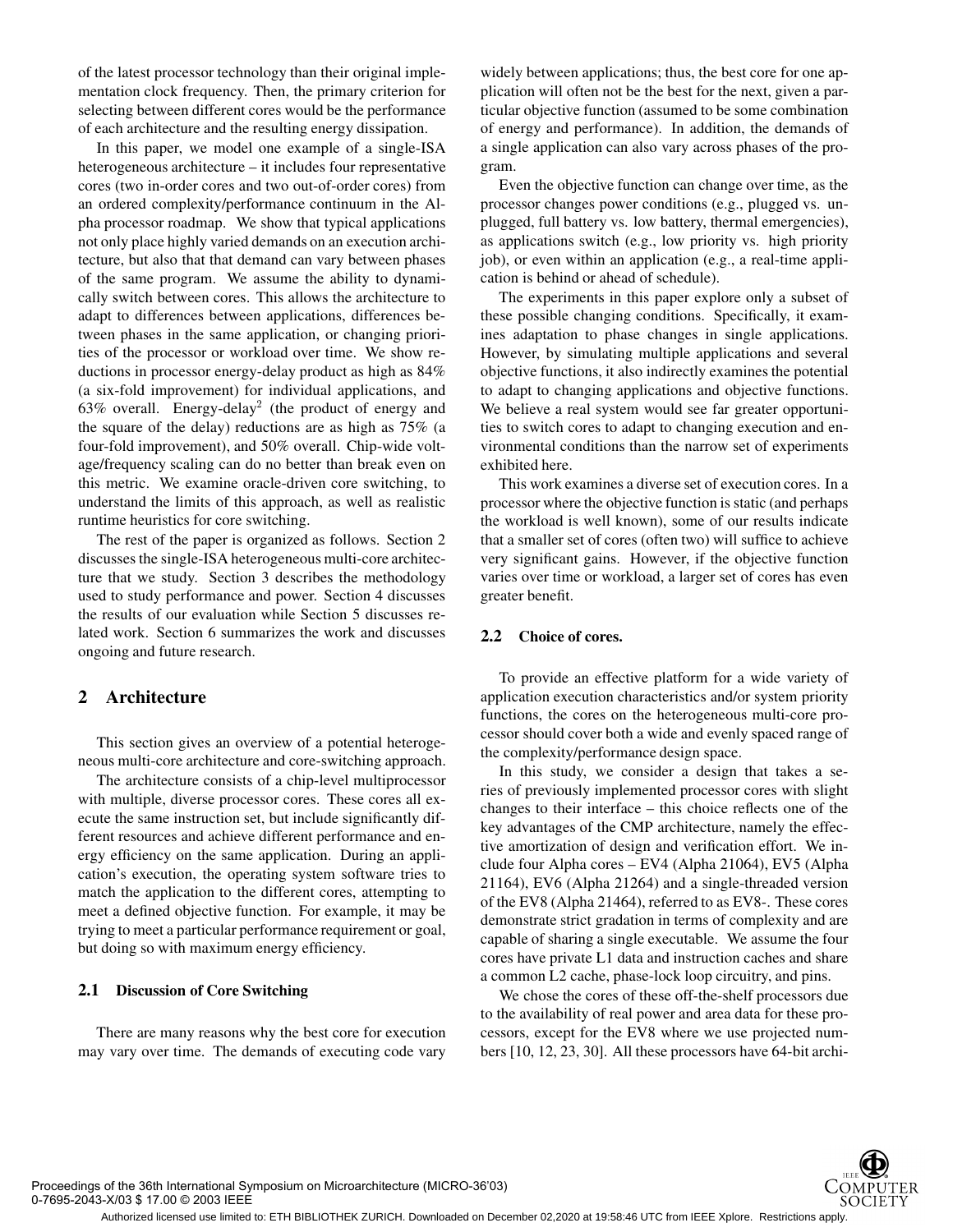of the latest processor technology than their original implementation clock frequency. Then, the primary criterion for selecting between different cores would be the performance of each architecture and the resulting energy dissipation.

In this paper, we model one example of a single-ISA heterogeneous architecture – it includes four representative cores (two in-order cores and two out-of-order cores) from an ordered complexity/performance continuum in the Alpha processor roadmap. We show that typical applications not only place highly varied demands on an execution architecture, but also that that demand can vary between phases of the same program. We assume the ability to dynamically switch between cores. This allows the architecture to adapt to differences between applications, differences between phases in the same application, or changing priorities of the processor or workload over time. We show reductions in processor energy-delay product as high as 84% (a six-fold improvement) for individual applications, and 63% overall. Energy-delay$^2$ (the product of energy and the square of the delay) reductions are as high as 75% (a four-fold improvement), and 50% overall. Chip-wide voltage/frequency scaling can do no better than break even on this metric. We examine oracle-driven core switching, to understand the limits of this approach, as well as realistic runtime heuristics for core switching.

The rest of the paper is organized as follows. Section 2 discusses the single-ISA heterogeneous multi-core architecture that we study. Section 3 describes the methodology used to study performance and power. Section 4 discusses the results of our evaluation while Section 5 discusses related work. Section 6 summarizes the work and discusses ongoing and future research.

## 2 Architecture

This section gives an overview of a potential heterogeneous multi-core architecture and core-switching approach.

The architecture consists of a chip-level multiprocessor with multiple, diverse processor cores. These cores all execute the same instruction set, but include significantly different resources and achieve different performance and energy efficiency on the same application. During an application's execution, the operating system software tries to match the application to the different cores, attempting to meet a defined objective function. For example, it may be trying to meet a particular performance requirement or goal, but doing so with maximum energy efficiency.

### 2.1 Discussion of Core Switching

There are many reasons why the best core for execution may vary over time. The demands of executing code vary widely between applications; thus, the best core for one application will often not be the best for the next, given a particular objective function (assumed to be some combination of energy and performance). In addition, the demands of a single application can also vary across phases of the program.

Even the objective function can change over time, as the processor changes power conditions (e.g., plugged vs. unplugged, full battery vs. low battery, thermal emergencies), as applications switch (e.g., low priority vs. high priority job), or even within an application (e.g., a real-time application is behind or ahead of schedule).

The experiments in this paper explore only a subset of these possible changing conditions. Specifically, it examines adaptation to phase changes in single applications. However, by simulating multiple applications and several objective functions, it also indirectly examines the potential to adapt to changing applications and objective functions. We believe a real system would see far greater opportunities to switch cores to adapt to changing execution and environmental conditions than the narrow set of experiments exhibited here.

This work examines a diverse set of execution cores. In a processor where the objective function is static (and perhaps the workload is well known), some of our results indicate that a smaller set of cores (often two) will suffice to achieve very significant gains. However, if the objective function varies over time or workload, a larger set of cores has even greater benefit.

### 2.2 Choice of cores.

To provide an effective platform for a wide variety of application execution characteristics and/or system priority functions, the cores on the heterogeneous multi-core processor should cover both a wide and evenly spaced range of the complexity/performance design space.

In this study, we consider a design that takes a series of previously implemented processor cores with slight changes to their interface – this choice reflects one of the key advantages of the CMP architecture, namely the effective amortization of design and verification effort. We include four Alpha cores – EV4 (Alpha 21064), EV5 (Alpha 21164), EV6 (Alpha 21264) and a single-threaded version of the EV8 (Alpha 21464), referred to as EV8-. These cores demonstrate strict gradation in terms of complexity and are capable of sharing a single executable. We assume the four cores have private L1 data and instruction caches and share a common L2 cache, phase-lock loop circuitry, and pins.

We chose the cores of these off-the-shelf processors due to the availability of real power and area data for these processors, except for the EV8 where we use projected numbers [10, 12, 23, 30]. All these processors have 64-bit archi-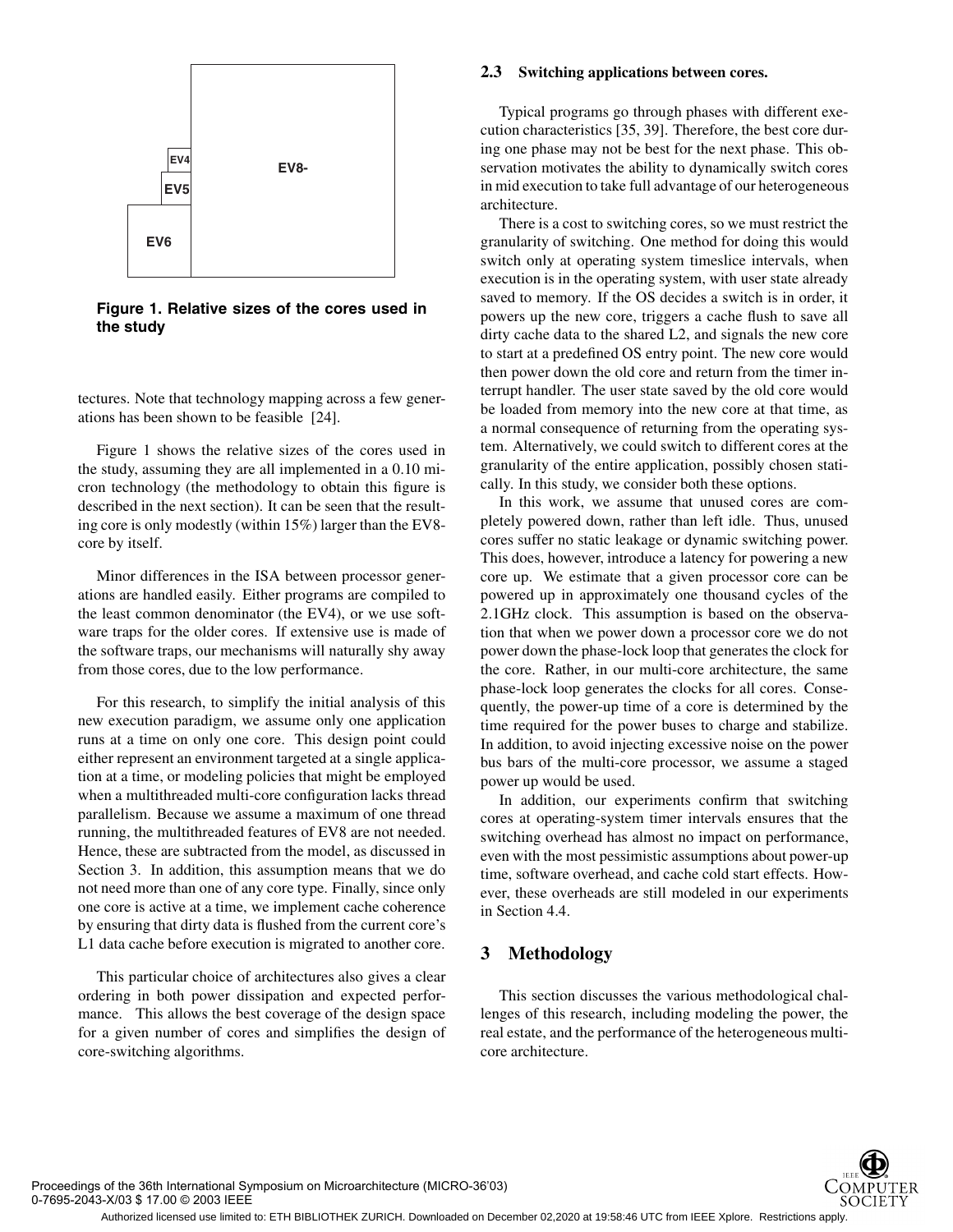EV4

EV5

EV6

EV8-

**Figure 1. Relative sizes of the cores used in the study**

tectures. Note that technology mapping across a few generations has been shown to be feasible [24].

Figure 1 shows the relative sizes of the cores used in the study, assuming they are all implemented in a 0.10 micron technology (the methodology to obtain this figure is described in the next section). It can be seen that the resulting core is only modestly (within 15%) larger than the EV8-core by itself.

Minor differences in the ISA between processor generations are handled easily. Either programs are compiled to the least common denominator (the EV4), or we use software traps for the older cores. If extensive use is made of the software traps, our mechanisms will naturally shy away from those cores, due to the low performance.

For this research, to simplify the initial analysis of this new execution paradigm, we assume only one application runs at a time on only one core. This design point could either represent an environment targeted at a single application at a time, or modeling policies that might be employed when a multithreaded multi-core configuration lacks thread parallelism. Because we assume a maximum of one thread running, the multithreaded features of EV8 are not needed. Hence, these are subtracted from the model, as discussed in Section 3. In addition, this assumption means that we do not need more than one of any core type. Finally, since only one core is active at a time, we implement cache coherence by ensuring that dirty data is flushed from the current core's L1 data cache before execution is migrated to another core.

This particular choice of architectures also gives a clear ordering in both power dissipation and expected performance. This allows the best coverage of the design space for a given number of cores and simplifies the design of core-switching algorithms.

### 2.3 Switching applications between cores.

Typical programs go through phases with different execution characteristics [35, 39]. Therefore, the best core during one phase may not be best for the next phase. This observation motivates the ability to dynamically switch cores in mid execution to take full advantage of our heterogeneous architecture.

There is a cost to switching cores, so we must restrict the granularity of switching. One method for doing this would switch only at operating system timeslice intervals, when execution is in the operating system, with user state already saved to memory. If the OS decides a switch is in order, it powers up the new core, triggers a cache flush to save all dirty cache data to the shared L2, and signals the new core to start at a predefined OS entry point. The new core would then power down the old core and return from the timer interrupt handler. The user state saved by the old core would be loaded from memory into the new core at that time, as a normal consequence of returning from the operating system. Alternatively, we could switch to different cores at the granularity of the entire application, possibly chosen statically. In this study, we consider both these options.

In this work, we assume that unused cores are completely powered down, rather than left idle. Thus, unused cores suffer no static leakage or dynamic switching power. This does, however, introduce a latency for powering a new core up. We estimate that a given processor core can be powered up in approximately one thousand cycles of the 2.1GHz clock. This assumption is based on the observation that when we power down a processor core we do not power down the phase-lock loop that generates the clock for the core. Rather, in our multi-core architecture, the same phase-lock loop generates the clocks for all cores. Consequently, the power-up time of a core is determined by the time required for the power buses to charge and stabilize. In addition, to avoid injecting excessive noise on the power bus bars of the multi-core processor, we assume a staged power up would be used.

In addition, our experiments confirm that switching cores at operating-system timer intervals ensures that the switching overhead has almost no impact on performance, even with the most pessimistic assumptions about power-up time, software overhead, and cache cold start effects. However, these overheads are still modeled in our experiments in Section 4.4.

## 3 Methodology

This section discusses the various methodological challenges of this research, including modeling the power, the real estate, and the performance of the heterogeneous multi-core architecture.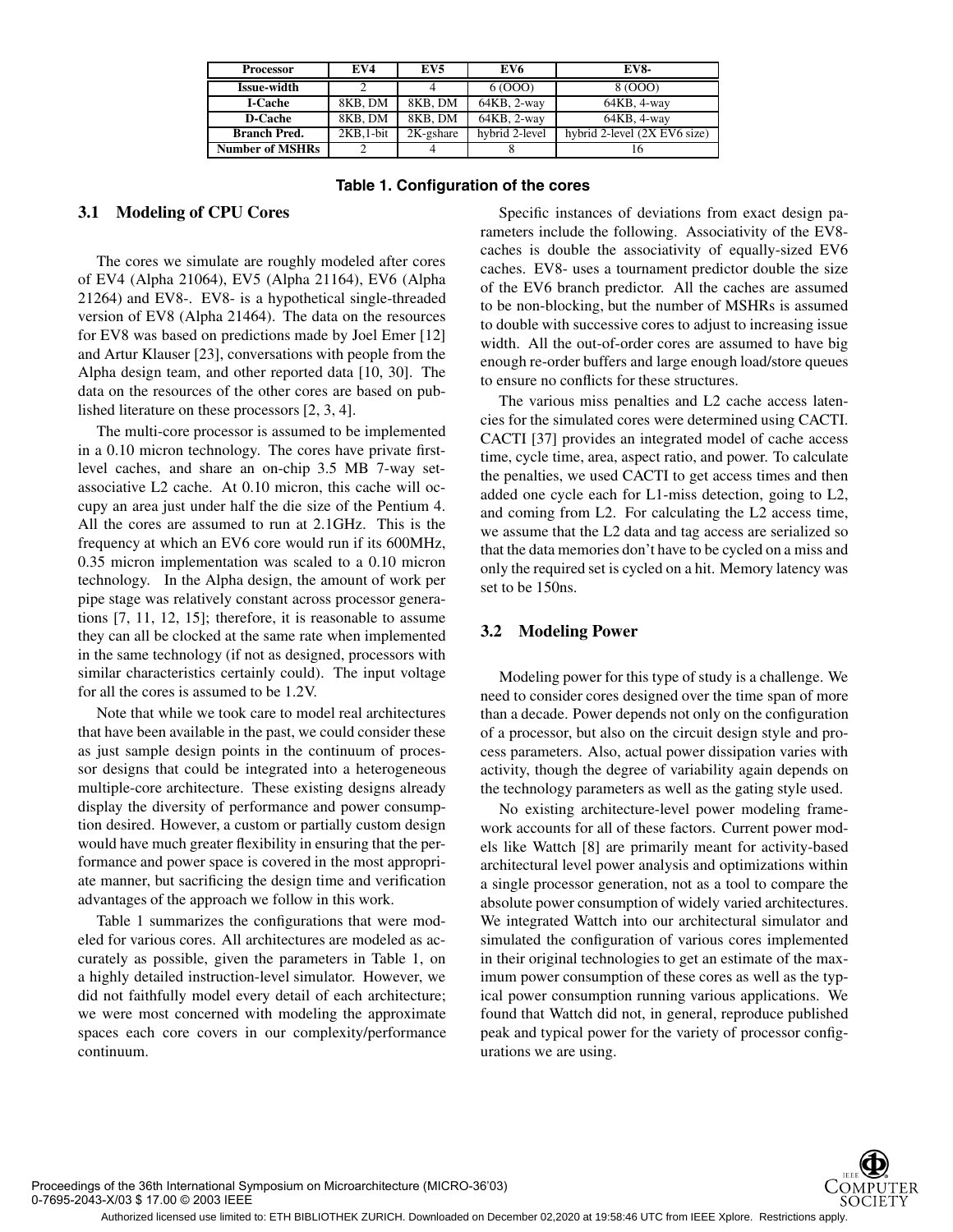| Processor | EV4 | EV5 | EV6 | EV8- |
|---|---|---|---|---|
| Issue-width | 2 | 4 | 6 (OOO) | 8 (OOO) |
| I-Cache | 8KB, DM | 8KB, DM | 64KB, 2-way | 64KB, 4-way |
| D-Cache | 8KB, DM | 8KB, DM | 64KB, 2-way | 64KB, 4-way |
| Branch Pred. | 2KB,1-bit | 2K-gshare | hybrid 2-level | hybrid 2-level (2X EV6 size) |
| Number of MSHRs | 2 | 4 | 8 | 16 |

**Table 1. Configuration of the cores**

### 3.1 Modeling of CPU Cores

The cores we simulate are roughly modeled after cores of EV4 (Alpha 21064), EV5 (Alpha 21164), EV6 (Alpha 21264) and EV8-. EV8- is a hypothetical single-threaded version of EV8 (Alpha 21464). The data on the resources for EV8 was based on predictions made by Joel Emer [12] and Artur Klauser [23], conversations with people from the Alpha design team, and other reported data [10, 30]. The data on the resources of the other cores are based on published literature on these processors [2, 3, 4].

The multi-core processor is assumed to be implemented in a 0.10 micron technology. The cores have private first-level caches, and share an on-chip 3.5 MB 7-way set-associative L2 cache. At 0.10 micron, this cache will occupy an area just under half the die size of the Pentium 4. All the cores are assumed to run at 2.1GHz. This is the frequency at which an EV6 core would run if its 600MHz, 0.35 micron implementation was scaled to a 0.10 micron technology. In the Alpha design, the amount of work per pipe stage was relatively constant across processor generations [7, 11, 12, 15]; therefore, it is reasonable to assume they can all be clocked at the same rate when implemented in the same technology (if not as designed, processors with similar characteristics certainly could). The input voltage for all the cores is assumed to be 1.2V.

Note that while we took care to model real architectures that have been available in the past, we could consider these as just sample design points in the continuum of processor designs that could be integrated into a heterogeneous multiple-core architecture. These existing designs already display the diversity of performance and power consumption desired. However, a custom or partially custom design would have much greater flexibility in ensuring that the performance and power space is covered in the most appropriate manner, but sacrificing the design time and verification advantages of the approach we follow in this work.

Table 1 summarizes the configurations that were modeled for various cores. All architectures are modeled as accurately as possible, given the parameters in Table 1, on a highly detailed instruction-level simulator. However, we did not faithfully model every detail of each architecture; we were most concerned with modeling the approximate spaces each core covers in our complexity/performance continuum.

Specific instances of deviations from exact design parameters include the following. Associativity of the EV8- caches is double the associativity of equally-sized EV6 caches. EV8- uses a tournament predictor double the size of the EV6 branch predictor. All the caches are assumed to be non-blocking, but the number of MSHRs is assumed to double with successive cores to adjust to increasing issue width. All the out-of-order cores are assumed to have big enough re-order buffers and large enough load/store queues to ensure no conflicts for these structures.

The various miss penalties and L2 cache access latencies for the simulated cores were determined using CACTI. CACTI [37] provides an integrated model of cache access time, cycle time, area, aspect ratio, and power. To calculate the penalties, we used CACTI to get access times and then added one cycle each for L1-miss detection, going to L2, and coming from L2. For calculating the L2 access time, we assume that the L2 data and tag access are serialized so that the data memories don't have to be cycled on a miss and only the required set is cycled on a hit. Memory latency was set to be 150ns.

### 3.2 Modeling Power

Modeling power for this type of study is a challenge. We need to consider cores designed over the time span of more than a decade. Power depends not only on the configuration of a processor, but also on the circuit design style and process parameters. Also, actual power dissipation varies with activity, though the degree of variability again depends on the technology parameters as well as the gating style used.

No existing architecture-level power modeling framework accounts for all of these factors. Current power models like Wattch [8] are primarily meant for activity-based architectural level power analysis and optimizations within a single processor generation, not as a tool to compare the absolute power consumption of widely varied architectures. We integrated Wattch into our architectural simulator and simulated the configuration of various cores implemented in their original technologies to get an estimate of the maximum power consumption of these cores as well as the typical power consumption running various applications. We found that Wattch did not, in general, reproduce published peak and typical power for the variety of processor configurations we are using.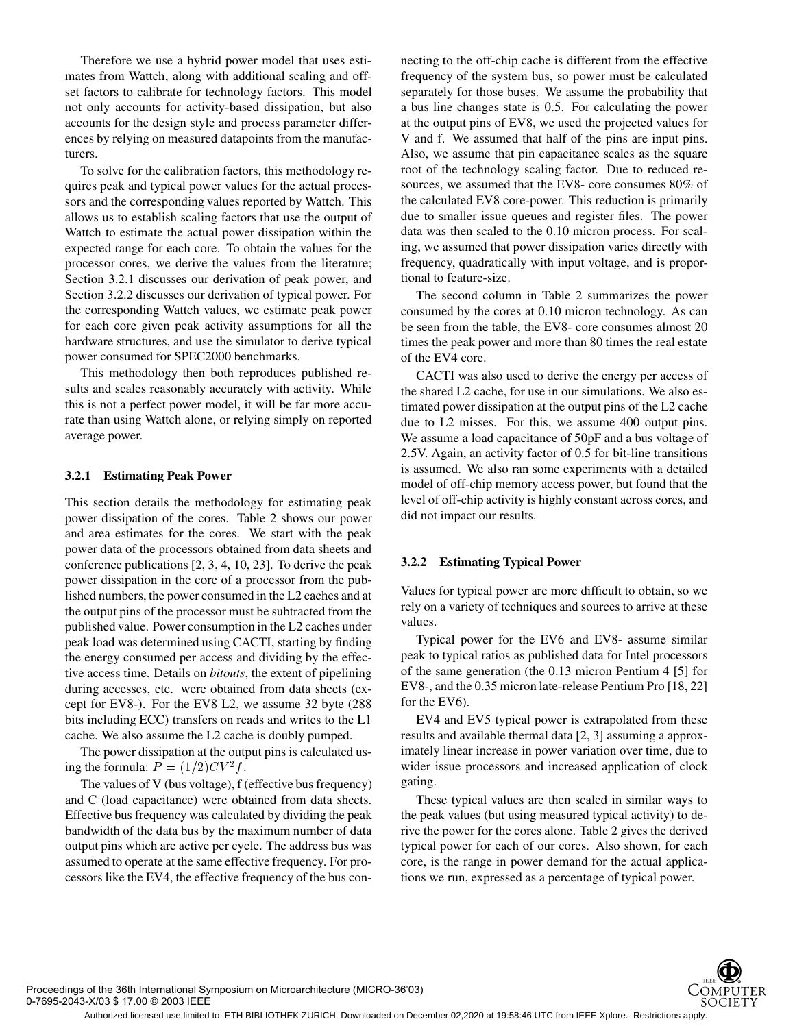Therefore we use a hybrid power model that uses estimates from Wattch, along with additional scaling and offset factors to calibrate for technology factors. This model not only accounts for activity-based dissipation, but also accounts for the design style and process parameter differences by relying on measured datapoints from the manufacturers.

To solve for the calibration factors, this methodology requires peak and typical power values for the actual processors and the corresponding values reported by Wattch. This allows us to establish scaling factors that use the output of Wattch to estimate the actual power dissipation within the expected range for each core. To obtain the values for the processor cores, we derive the values from the literature; Section 3.2.1 discusses our derivation of peak power, and Section 3.2.2 discusses our derivation of typical power. For the corresponding Wattch values, we estimate peak power for each core given peak activity assumptions for all the hardware structures, and use the simulator to derive typical power consumed for SPEC2000 benchmarks.

This methodology then both reproduces published results and scales reasonably accurately with activity. While this is not a perfect power model, it will be far more accurate than using Wattch alone, or relying simply on reported average power.

### 3.2.1 Estimating Peak Power

This section details the methodology for estimating peak power dissipation of the cores. Table 2 shows our power and area estimates for the cores. We start with the peak power data of the processors obtained from data sheets and conference publications [2, 3, 4, 10, 23]. To derive the peak power dissipation in the core of a processor from the published numbers, the power consumed in the L2 caches and at the output pins of the processor must be subtracted from the published value. Power consumption in the L2 caches under peak load was determined using CACTI, starting by finding the energy consumed per access and dividing by the effective access time. Details on *bitouts*, the extent of pipelining during accesses, etc. were obtained from data sheets (except for EV8-). For the EV8 L2, we assume 32 byte (288 bits including ECC) transfers on reads and writes to the L1 cache. We also assume the L2 cache is doubly pumped.

The power dissipation at the output pins is calculated using the formula: $P = (1/2)CV^2f$.

The values of V (bus voltage), f (effective bus frequency) and C (load capacitance) were obtained from data sheets. Effective bus frequency was calculated by dividing the peak bandwidth of the data bus by the maximum number of data output pins which are active per cycle. The address bus was assumed to operate at the same effective frequency. For processors like the EV4, the effective frequency of the bus connecting to the off-chip cache is different from the effective frequency of the system bus, so power must be calculated separately for those buses. We assume the probability that a bus line changes state is 0.5. For calculating the power at the output pins of EV8, we used the projected values for V and f. We assumed that half of the pins are input pins. Also, we assume that pin capacitance scales as the square root of the technology scaling factor. Due to reduced resources, we assumed that the EV8- core consumes 80% of the calculated EV8 core-power. This reduction is primarily due to smaller issue queues and register files. The power data was then scaled to the 0.10 micron process. For scaling, we assumed that power dissipation varies directly with frequency, quadratically with input voltage, and is proportional to feature-size.

The second column in Table 2 summarizes the power consumed by the cores at 0.10 micron technology. As can be seen from the table, the EV8- core consumes almost 20 times the peak power and more than 80 times the real estate of the EV4 core.

CACTI was also used to derive the energy per access of the shared L2 cache, for use in our simulations. We also estimated power dissipation at the output pins of the L2 cache due to L2 misses. For this, we assume 400 output pins. We assume a load capacitance of 50pF and a bus voltage of 2.5V. Again, an activity factor of 0.5 for bit-line transitions is assumed. We also ran some experiments with a detailed model of off-chip memory access power, but found that the level of off-chip activity is highly constant across cores, and did not impact our results.

### 3.2.2 Estimating Typical Power

Values for typical power are more difficult to obtain, so we rely on a variety of techniques and sources to arrive at these values.

Typical power for the EV6 and EV8- assume similar peak to typical ratios as published data for Intel processors of the same generation (the 0.13 micron Pentium 4 [5] for EV8-, and the 0.35 micron late-release Pentium Pro [18, 22] for the EV6).

EV4 and EV5 typical power is extrapolated from these results and available thermal data [2, 3] assuming a approximately linear increase in power variation over time, due to wider issue processors and increased application of clock gating.

These typical values are then scaled in similar ways to the peak values (but using measured typical activity) to derive the power for the cores alone. Table 2 gives the derived typical power for each of our cores. Also shown, for each core, is the range in power demand for the actual applications we run, expressed as a percentage of typical power.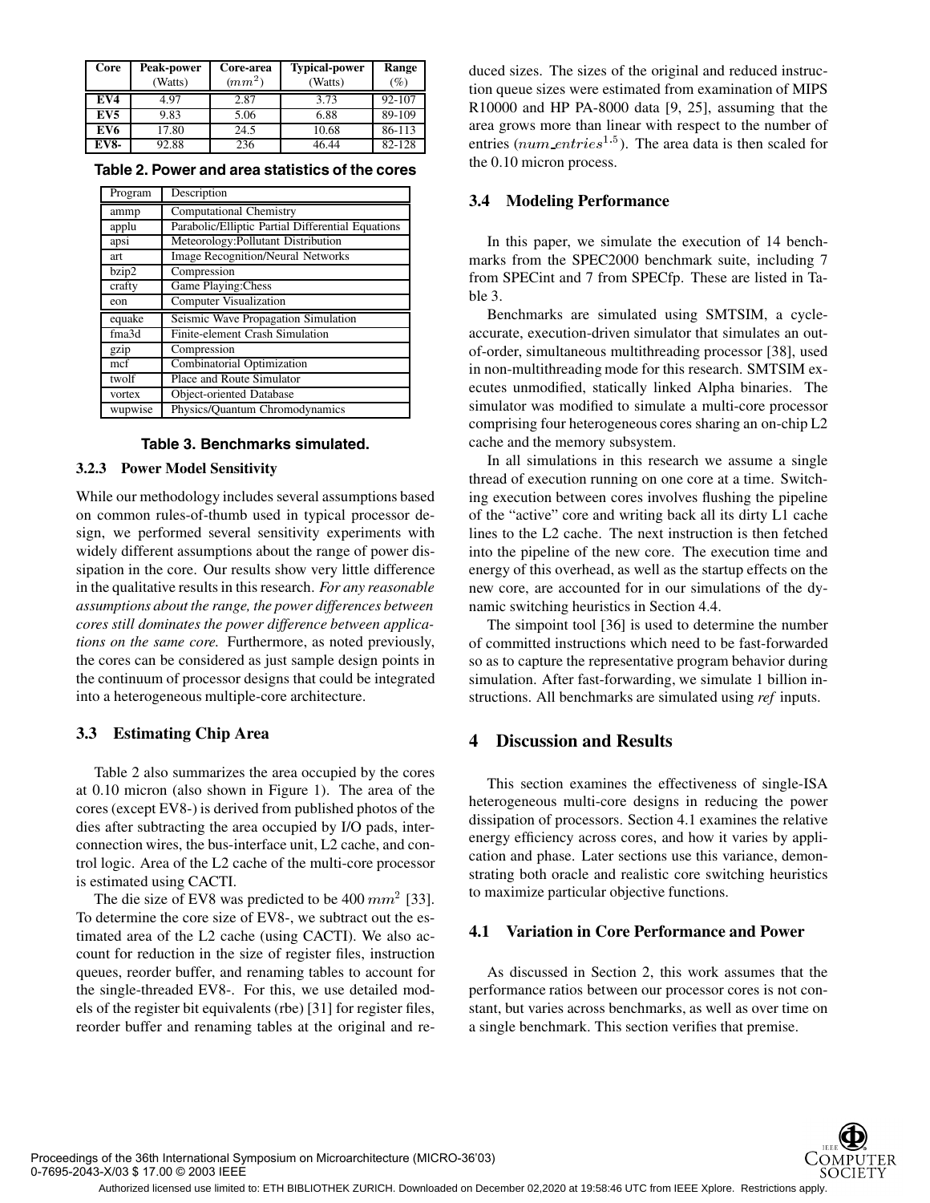| Core | Peak-power (Watts) | Core-area ($mm^2$) | Typical-power (Watts) | Range (%) |
|---|---|---|---|---|
| EV4 | 4.97 | 2.87 | 3.73 | 92-107 |
| EV5 | 9.83 | 5.06 | 6.88 | 89-109 |
| EV6 | 17.80 | 24.5 | 10.68 | 86-113 |
| EV8- | 92.88 | 236 | 46.44 | 82-128 |

**Table 2. Power and area statistics of the cores**

| Program | Description |
|---|---|
| ammp | Computational Chemistry |
| applu | Parabolic/Elliptic Partial Differential Equations |
| apsi | Meteorology:Pollutant Distribution |
| art | Image Recognition/Neural Networks |
| bzip2 | Compression |
| crafty | Game Playing:Chess |
| eon | Computer Visualization |
| equake | Seismic Wave Propagation Simulation |
| fma3d | Finite-element Crash Simulation |
| gzip | Compression |
| mcf | Combinatorial Optimization |
| twolf | Place and Route Simulator |
| vortex | Object-oriented Database |
| wupwise | Physics/Quantum Chromodynamics |

**Table 3. Benchmarks simulated.**

#### 3.2.3 Power Model Sensitivity

While our methodology includes several assumptions based on common rules-of-thumb used in typical processor design, we performed several sensitivity experiments with widely different assumptions about the range of power dissipation in the core. Our results show very little difference in the qualitative results in this research. *For any reasonable assumptions about the range, the power differences between cores still dominates the power difference between applications on the same core.* Furthermore, as noted previously, the cores can be considered as just sample design points in the continuum of processor designs that could be integrated into a heterogeneous multiple-core architecture.

### 3.3 Estimating Chip Area

Table 2 also summarizes the area occupied by the cores at 0.10 micron (also shown in Figure 1). The area of the cores (except EV8-) is derived from published photos of the dies after subtracting the area occupied by I/O pads, interconnection wires, the bus-interface unit, L2 cache, and control logic. Area of the L2 cache of the multi-core processor is estimated using CACTI.

The die size of EV8 was predicted to be 400 $mm^2$ [33]. To determine the core size of EV8-, we subtract out the estimated area of the L2 cache (using CACTI). We also account for reduction in the size of register files, instruction queues, reorder buffer, and renaming tables to account for the single-threaded EV8-. For this, we use detailed models of the register bit equivalents (rbe) [31] for register files, reorder buffer and renaming tables at the original and reduced sizes. The sizes of the original and reduced instruction queue sizes were estimated from examination of MIPS R10000 and HP PA-8000 data [9, 25], assuming that the area grows more than linear with respect to the number of entries ($num\_entries^{1.5}$). The area data is then scaled for the 0.10 micron process.

### 3.4 Modeling Performance

In this paper, we simulate the execution of 14 benchmarks from the SPEC2000 benchmark suite, including 7 from SPECint and 7 from SPECfp. These are listed in Table 3.

Benchmarks are simulated using SMTSIM, a cycle-accurate, execution-driven simulator that simulates an out-of-order, simultaneous multithreading processor [38], used in non-multithreading mode for this research. SMTSIM executes unmodified, statically linked Alpha binaries. The simulator was modified to simulate a multi-core processor comprising four heterogeneous cores sharing an on-chip L2 cache and the memory subsystem.

In all simulations in this research we assume a single thread of execution running on one core at a time. Switching execution between cores involves flushing the pipeline of the "active" core and writing back all its dirty L1 cache lines to the L2 cache. The next instruction is then fetched into the pipeline of the new core. The execution time and energy of this overhead, as well as the startup effects on the new core, are accounted for in our simulations of the dynamic switching heuristics in Section 4.4.

The simpoint tool [36] is used to determine the number of committed instructions which need to be fast-forwarded so as to capture the representative program behavior during simulation. After fast-forwarding, we simulate 1 billion instructions. All benchmarks are simulated using *ref* inputs.

## 4 Discussion and Results

This section examines the effectiveness of single-ISA heterogeneous multi-core designs in reducing the power dissipation of processors. Section 4.1 examines the relative energy efficiency across cores, and how it varies by application and phase. Later sections use this variance, demonstrating both oracle and realistic core switching heuristics to maximize particular objective functions.

### 4.1 Variation in Core Performance and Power

As discussed in Section 2, this work assumes that the performance ratios between our processor cores is not constant, but varies across benchmarks, as well as over time on a single benchmark. This section verifies that premise.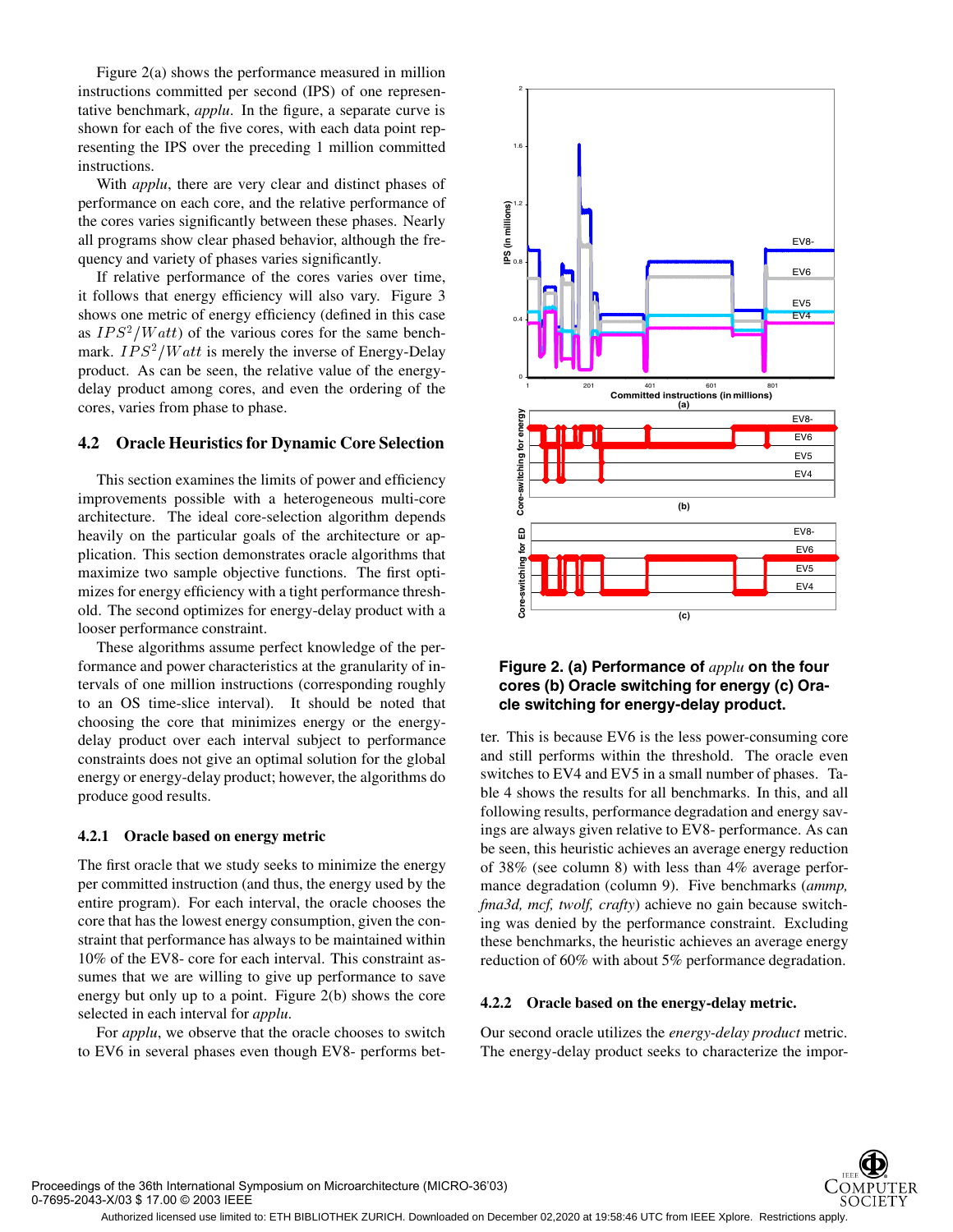Figure 2(a) shows the performance measured in million instructions committed per second (IPS) of one representative benchmark, *applu*. In the figure, a separate curve is shown for each of the five cores, with each data point representing the IPS over the preceding 1 million committed instructions.

With *applu*, there are very clear and distinct phases of performance on each core, and the relative performance of the cores varies significantly between these phases. Nearly all programs show clear phased behavior, although the frequency and variety of phases varies significantly.

If relative performance of the cores varies over time, it follows that energy efficiency will also vary. Figure 3 shows one metric of energy efficiency (defined in this case as $IPS^2/Watt$) of the various cores for the same benchmark. $IPS^2/Watt$ is merely the inverse of Energy-Delay product. As can be seen, the relative value of the energy-delay product among cores, and even the ordering of the cores, varies from phase to phase.

## 4.2 Oracle Heuristics for Dynamic Core Selection

This section examines the limits of power and efficiency improvements possible with a heterogeneous multi-core architecture. The ideal core-selection algorithm depends heavily on the particular goals of the architecture or application. This section demonstrates oracle algorithms that maximize two sample objective functions. The first optimizes for energy efficiency with a tight performance threshold. The second optimizes for energy-delay product with a looser performance constraint.

These algorithms assume perfect knowledge of the performance and power characteristics at the granularity of intervals of one million instructions (corresponding roughly to an OS time-slice interval). It should be noted that choosing the core that minimizes energy or the energy-delay product over each interval subject to performance constraints does not give an optimal solution for the global energy or energy-delay product; however, the algorithms do produce good results.

### 4.2.1 Oracle based on energy metric

The first oracle that we study seeks to minimize the energy per committed instruction (and thus, the energy used by the entire program). For each interval, the oracle chooses the core that has the lowest energy consumption, given the constraint that performance has always to be maintained within 10% of the EV8- core for each interval. This constraint assumes that we are willing to give up performance to save energy but only up to a point. Figure 2(b) shows the core selected in each interval for *applu*.

For *applu*, we observe that the oracle chooses to switch to EV6 in several phases even though EV8- performs better. This is because EV6 is the less power-consuming core and still performs within the threshold. The oracle even switches to EV4 and EV5 in a small number of phases. Table 4 shows the results for all benchmarks. In this, and all following results, performance degradation and energy savings are always given relative to EV8- performance. As can be seen, this heuristic achieves an average energy reduction of 38% (see column 8) with less than 4% average performance degradation (column 9). Five benchmarks (*ammp, fma3d, mcf, twolf, crafty*) achieve no gain because switching was denied by the performance constraint. Excluding these benchmarks, the heuristic achieves an average energy reduction of 60% with about 5% performance degradation.

IPS (in millions)
2
1.6
1.2
0.8
0.4
0
1
201
401
601
801
Committed instructions (in millions)
(a)
EV8-
EV6
EV5
EV4

Core-switching for energy
EV8-
EV6
EV5
EV4
(b)

Core-switching for ED
EV8-
EV6
EV5
EV4
(c)

**Figure 2. (a) Performance of *applu* on the four cores (b) Oracle switching for energy (c) Oracle switching for energy-delay product.**

### 4.2.2 Oracle based on the energy-delay metric.

Our second oracle utilizes the *energy-delay product* metric. The energy-delay product seeks to characterize the impor-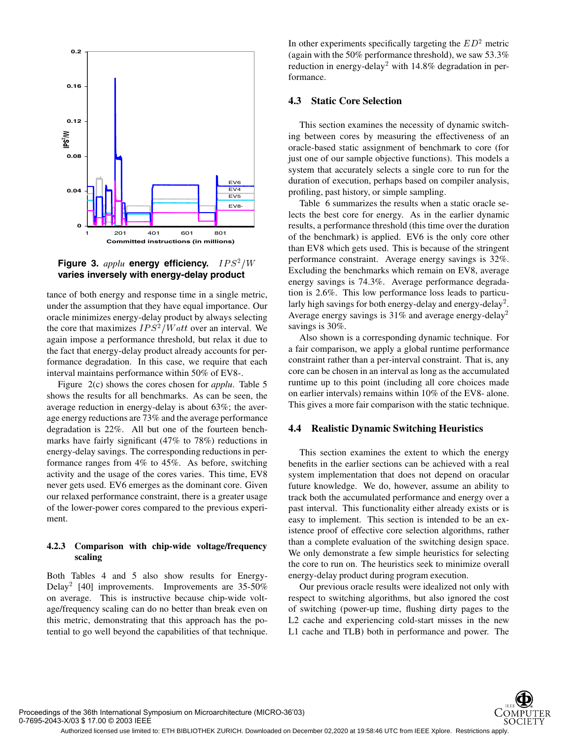0.2
0.16
0.12
0.08
0.04
0
$IPS^2/W$
1
201
401
601
801
Committed instructions (in millions)
EV6
EV4
EV5
EV8-

**Figure 3.** ***applu*** **energy efficiency.** $IPS^2/W$ **varies inversely with energy-delay product**

tance of both energy and response time in a single metric, under the assumption that they have equal importance. Our oracle minimizes energy-delay product by always selecting the core that maximizes $IPS^2/Watt$ over an interval. We again impose a performance threshold, but relax it due to the fact that energy-delay product already accounts for performance degradation. In this case, we require that each interval maintains performance within 50% of EV8-.

Figure 2(c) shows the cores chosen for *applu*. Table 5 shows the results for all benchmarks. As can be seen, the average reduction in energy-delay is about 63%; the average energy reductions are 73% and the average performance degradation is 22%. All but one of the fourteen benchmarks have fairly significant (47% to 78%) reductions in energy-delay savings. The corresponding reductions in performance ranges from 4% to 45%. As before, switching activity and the usage of the cores varies. This time, EV8 never gets used. EV6 emerges as the dominant core. Given our relaxed performance constraint, there is a greater usage of the lower-power cores compared to the previous experiment.

#### 4.2.3 Comparison with chip-wide voltage/frequency scaling

Both Tables 4 and 5 also show results for Energy-Delay$^2$ [40] improvements. Improvements are 35-50% on average. This is instructive because chip-wide voltage/frequency scaling can do no better than break even on this metric, demonstrating that this approach has the potential to go well beyond the capabilities of that technique. In other experiments specifically targeting the $ED^2$ metric (again with the 50% performance threshold), we saw 53.3% reduction in energy-delay$^2$ with 14.8% degradation in performance.

### 4.3 Static Core Selection

This section examines the necessity of dynamic switching between cores by measuring the effectiveness of an oracle-based static assignment of benchmark to core (for just one of our sample objective functions). This models a system that accurately selects a single core to run for the duration of execution, perhaps based on compiler analysis, profiling, past history, or simple sampling.

Table 6 summarizes the results when a static oracle selects the best core for energy. As in the earlier dynamic results, a performance threshold (this time over the duration of the benchmark) is applied. EV6 is the only core other than EV8 which gets used. This is because of the stringent performance constraint. Average energy savings is 32%. Excluding the benchmarks which remain on EV8, average energy savings is 74.3%. Average performance degradation is 2.6%. This low performance loss leads to particularly high savings for both energy-delay and energy-delay$^2$. Average energy savings is 31% and average energy-delay$^2$ savings is 30%.

Also shown is a corresponding dynamic technique. For a fair comparison, we apply a global runtime performance constraint rather than a per-interval constraint. That is, any core can be chosen in an interval as long as the accumulated runtime up to this point (including all core choices made on earlier intervals) remains within 10% of the EV8- alone. This gives a more fair comparison with the static technique.

### 4.4 Realistic Dynamic Switching Heuristics

This section examines the extent to which the energy benefits in the earlier sections can be achieved with a real system implementation that does not depend on oracular future knowledge. We do, however, assume an ability to track both the accumulated performance and energy over a past interval. This functionality either already exists or is easy to implement. This section is intended to be an existence proof of effective core selection algorithms, rather than a complete evaluation of the switching design space. We only demonstrate a few simple heuristics for selecting the core to run on. The heuristics seek to minimize overall energy-delay product during program execution.

Our previous oracle results were idealized not only with respect to switching algorithms, but also ignored the cost of switching (power-up time, flushing dirty pages to the L2 cache and experiencing cold-start misses in the new L1 cache and TLB) both in performance and power. The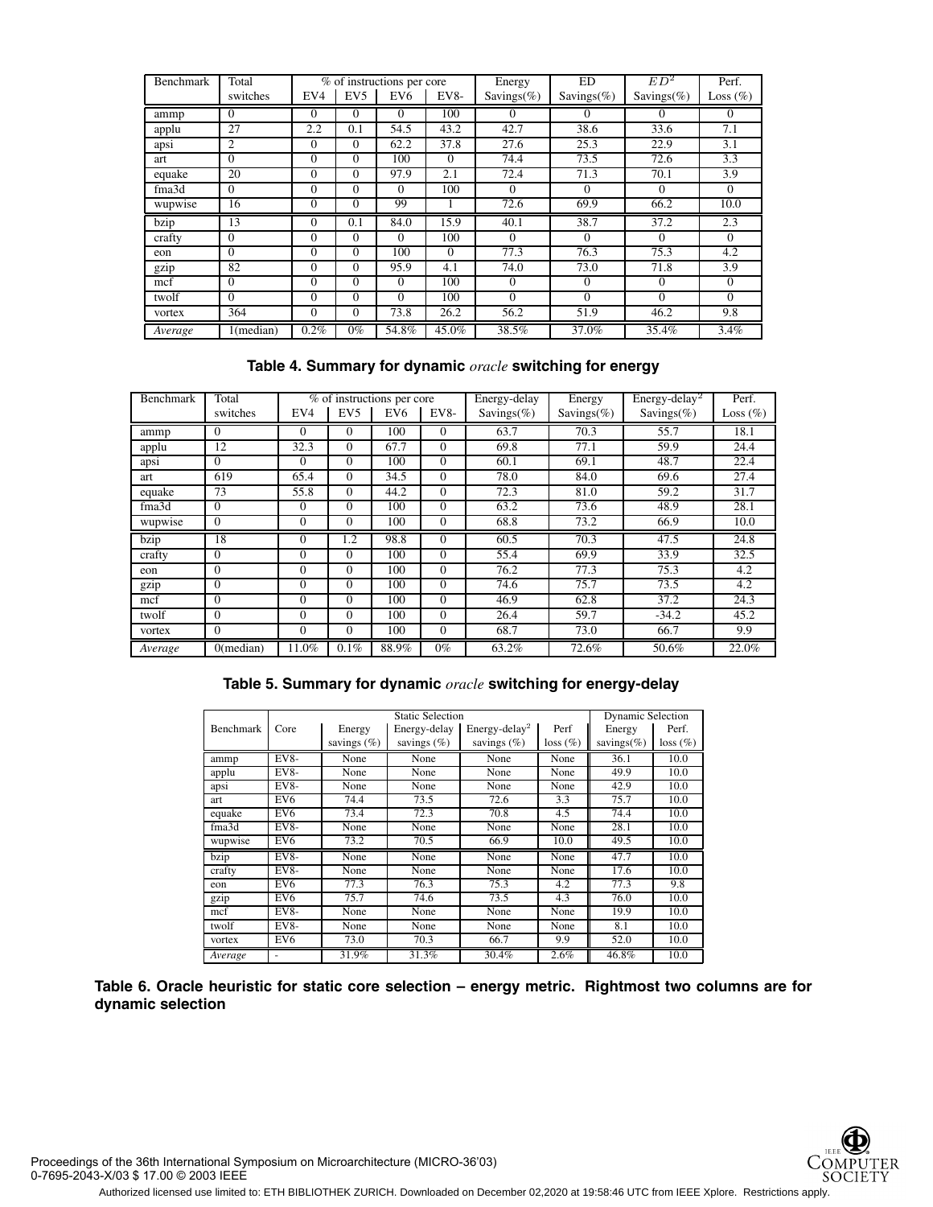| Benchmark | Total switches | % of instructions per core | | | | Energy Savings(%) | ED Savings(%) | $ED^2$ Savings(%) | Perf. Loss (%) |
|---|---|---|---|---|---|---|---|---|---|
| | | EV4 | EV5 | EV6 | EV8- | | | | |
| ammp | 0 | 0 | 0 | 0 | 100 | 0 | 0 | 0 | 0 |
| applu | 27 | 2.2 | 0.1 | 54.5 | 43.2 | 42.7 | 38.6 | 33.6 | 7.1 |
| apsi | 2 | 0 | 0 | 62.2 | 37.8 | 27.6 | 25.3 | 22.9 | 3.1 |
| art | 0 | 0 | 0 | 100 | 0 | 74.4 | 73.5 | 72.6 | 3.3 |
| equake | 20 | 0 | 0 | 97.9 | 2.1 | 72.4 | 71.3 | 70.1 | 3.9 |
| fma3d | 0 | 0 | 0 | 0 | 100 | 0 | 0 | 0 | 0 |
| wupwise | 16 | 0 | 0 | 99 | 1 | 72.6 | 69.9 | 66.2 | 10.0 |
| bzip | 13 | 0 | 0.1 | 84.0 | 15.9 | 40.1 | 38.7 | 37.2 | 2.3 |
| crafty | 0 | 0 | 0 | 0 | 100 | 0 | 0 | 0 | 0 |
| eon | 0 | 0 | 0 | 100 | 0 | 77.3 | 76.3 | 75.3 | 4.2 |
| gzip | 82 | 0 | 0 | 95.9 | 4.1 | 74.0 | 73.0 | 71.8 | 3.9 |
| mcf | 0 | 0 | 0 | 0 | 100 | 0 | 0 | 0 | 0 |
| twolf | 0 | 0 | 0 | 0 | 100 | 0 | 0 | 0 | 0 |
| vortex | 364 | 0 | 0 | 73.8 | 26.2 | 56.2 | 51.9 | 46.2 | 9.8 |
| *Average* | 1(median) | 0.2% | 0% | 54.8% | 45.0% | 38.5% | 37.0% | 35.4% | 3.4% |

**Table 4. Summary for dynamic *oracle* switching for energy**

| Benchmark | Total switches | % of instructions per core | | | | Energy-delay Savings(%) | Energy Savings(%) | Energy-delay$^2$ Savings(%) | Perf. Loss (%) |
|---|---|---|---|---|---|---|---|---|---|
| | | EV4 | EV5 | EV6 | EV8- | | | | |
| ammp | 0 | 0 | 0 | 100 | 0 | 63.7 | 70.3 | 55.7 | 18.1 |
| applu | 12 | 32.3 | 0 | 67.7 | 0 | 69.8 | 77.1 | 59.9 | 24.4 |
| apsi | 0 | 0 | 0 | 100 | 0 | 60.1 | 69.1 | 48.7 | 22.4 |
| art | 619 | 65.4 | 0 | 34.5 | 0 | 78.0 | 84.0 | 69.6 | 27.4 |
| equake | 73 | 55.8 | 0 | 44.2 | 0 | 72.3 | 81.0 | 59.2 | 31.7 |
| fma3d | 0 | 0 | 0 | 100 | 0 | 63.2 | 73.6 | 48.9 | 28.1 |
| wupwise | 0 | 0 | 0 | 100 | 0 | 68.8 | 73.2 | 66.9 | 10.0 |
| bzip | 18 | 0 | 1.2 | 98.8 | 0 | 60.5 | 70.3 | 47.5 | 24.8 |
| crafty | 0 | 0 | 0 | 100 | 0 | 55.4 | 69.9 | 33.9 | 32.5 |
| eon | 0 | 0 | 0 | 100 | 0 | 76.2 | 77.3 | 75.3 | 4.2 |
| gzip | 0 | 0 | 0 | 100 | 0 | 74.6 | 75.7 | 73.5 | 4.2 |
| mcf | 0 | 0 | 0 | 100 | 0 | 46.9 | 62.8 | 37.2 | 24.3 |
| twolf | 0 | 0 | 0 | 100 | 0 | 26.4 | 59.7 | -34.2 | 45.2 |
| vortex | 0 | 0 | 0 | 100 | 0 | 68.7 | 73.0 | 66.7 | 9.9 |
| *Average* | 0(median) | 11.0% | 0.1% | 88.9% | 0% | 63.2% | 72.6% | 50.6% | 22.0% |

**Table 5. Summary for dynamic *oracle* switching for energy-delay**

| Benchmark | Core | Static Selection | | | | Dynamic Selection | |
|---|---|---|---|---|---|---|---|
| | | Energy savings (%) | Energy-delay savings (%) | Energy-delay$^2$ savings (%) | Perf loss (%) | Energy savings(%) | Perf. loss (%) |
| ammp | EV8- | None | None | None | None | 36.1 | 10.0 |
| applu | EV8- | None | None | None | None | 49.9 | 10.0 |
| apsi | EV8- | None | None | None | None | 42.9 | 10.0 |
| art | EV6 | 74.4 | 73.5 | 72.6 | 3.3 | 75.7 | 10.0 |
| equake | EV6 | 73.4 | 72.3 | 70.8 | 4.5 | 74.4 | 10.0 |
| fma3d | EV8- | None | None | None | None | 28.1 | 10.0 |
| wupwise | EV6 | 73.2 | 70.5 | 66.9 | 10.0 | 49.5 | 10.0 |
| bzip | EV8- | None | None | None | None | 47.7 | 10.0 |
| crafty | EV8- | None | None | None | None | 17.6 | 10.0 |
| eon | EV6 | 77.3 | 76.3 | 75.3 | 4.2 | 77.3 | 9.8 |
| gzip | EV6 | 75.7 | 74.6 | 73.5 | 4.3 | 76.0 | 10.0 |
| mcf | EV8- | None | None | None | None | 19.9 | 10.0 |
| twolf | EV8- | None | None | None | None | 8.1 | 10.0 |
| vortex | EV6 | 73.0 | 70.3 | 66.7 | 9.9 | 52.0 | 10.0 |
| *Average* | - | 31.9% | 31.3% | 30.4% | 2.6% | 46.8% | 10.0 |

**Table 6. Oracle heuristic for static core selection – energy metric. Rightmost two columns are for dynamic selection**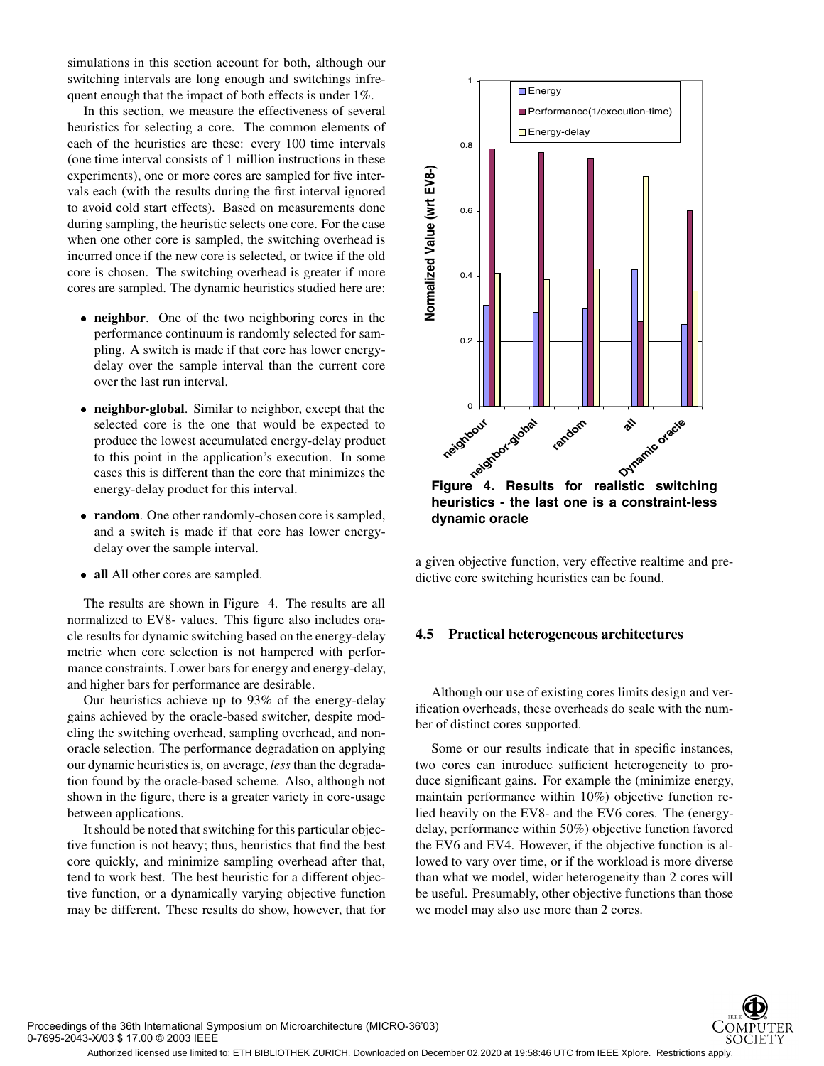simulations in this section account for both, although our switching intervals are long enough and switchings infrequent enough that the impact of both effects is under 1%.

In this section, we measure the effectiveness of several heuristics for selecting a core. The common elements of each of the heuristics are these: every 100 time intervals (one time interval consists of 1 million instructions in these experiments), one or more cores are sampled for five intervals each (with the results during the first interval ignored to avoid cold start effects). Based on measurements done during sampling, the heuristic selects one core. For the case when one other core is sampled, the switching overhead is incurred once if the new core is selected, or twice if the old core is chosen. The switching overhead is greater if more cores are sampled. The dynamic heuristics studied here are:

- **neighbor**. One of the two neighboring cores in the performance continuum is randomly selected for sampling. A switch is made if that core has lower energy-delay over the sample interval than the current core over the last run interval.
- **neighbor-global**. Similar to neighbor, except that the selected core is the one that would be expected to produce the lowest accumulated energy-delay product to this point in the application's execution. In some cases this is different than the core that minimizes the energy-delay product for this interval.
- **random**. One other randomly-chosen core is sampled, and a switch is made if that core has lower energy-delay over the sample interval.
- **all** All other cores are sampled.

The results are shown in Figure 4. The results are all normalized to EV8- values. This figure also includes oracle results for dynamic switching based on the energy-delay metric when core selection is not hampered with performance constraints. Lower bars for energy and energy-delay, and higher bars for performance are desirable.

Our heuristics achieve up to 93% of the energy-delay gains achieved by the oracle-based switcher, despite modeling the switching overhead, sampling overhead, and non-oracle selection. The performance degradation on applying our dynamic heuristics is, on average, *less* than the degradation found by the oracle-based scheme. Also, although not shown in the figure, there is a greater variety in core-usage between applications.

It should be noted that switching for this particular objective function is not heavy; thus, heuristics that find the best core quickly, and minimize sampling overhead after that, tend to work best. The best heuristic for a different objective function, or a dynamically varying objective function may be different. These results do show, however, that for a given objective function, very effective realtime and predictive core switching heuristics can be found.

Energy
Performance(1/execution-time)
Energy-delay
Normalized Value (wrt EV8-)
1
0.8
0.6
0.4
0.2
0
neighbour
neighbor-global
random
all
Dynamic oracle

**Figure 4. Results for realistic switching heuristics - the last one is a constraint-less dynamic oracle**

## 4.5 Practical heterogeneous architectures

Although our use of existing cores limits design and verification overheads, these overheads do scale with the number of distinct cores supported.

Some or our results indicate that in specific instances, two cores can introduce sufficient heterogeneity to produce significant gains. For example the (minimize energy, maintain performance within 10%) objective function relied heavily on the EV8- and the EV6 cores. The (energy-delay, performance within 50%) objective function favored the EV6 and EV4. However, if the objective function is allowed to vary over time, or if the workload is more diverse than what we model, wider heterogeneity than 2 cores will be useful. Presumably, other objective functions than those we model may also use more than 2 cores.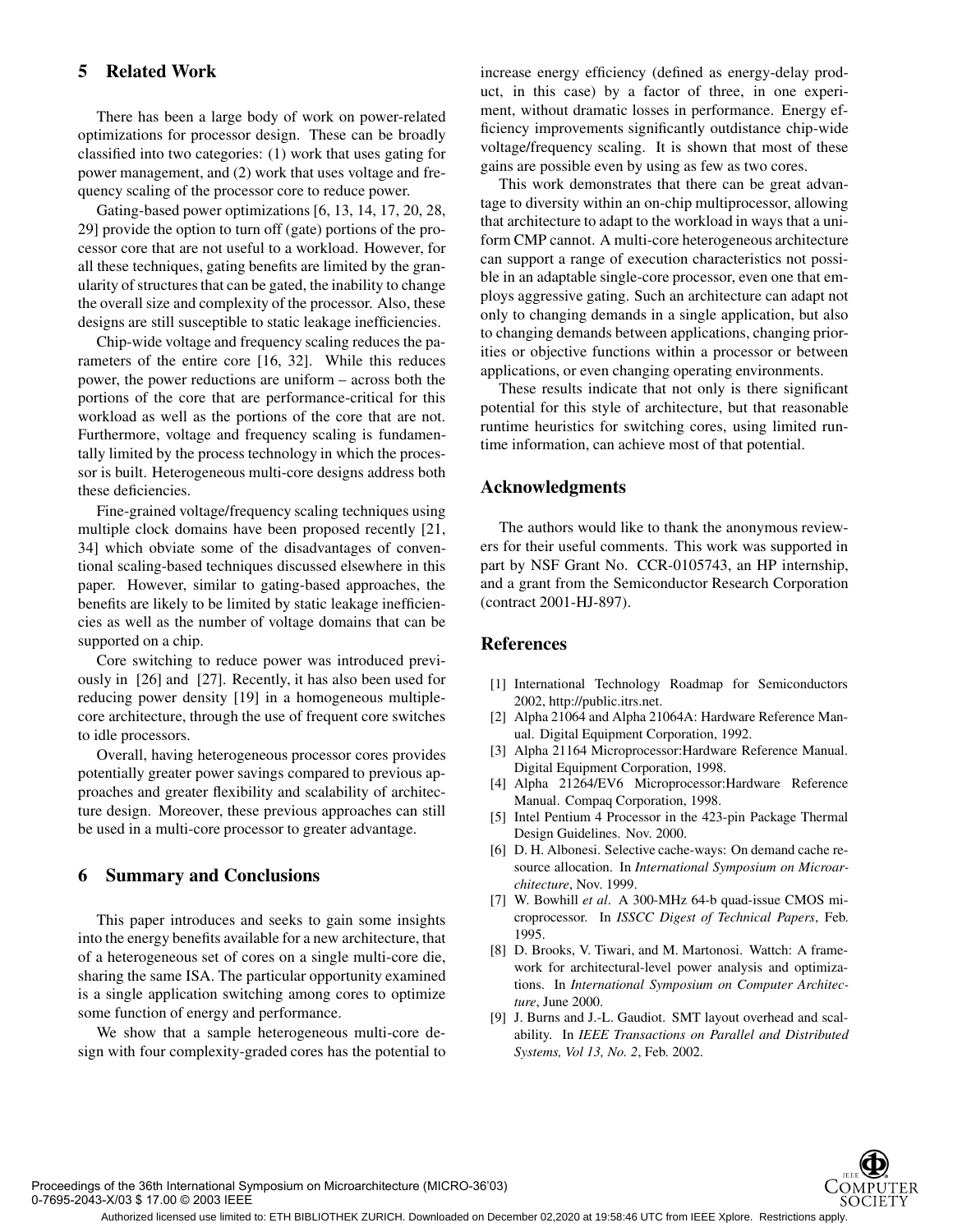## 5 Related Work

There has been a large body of work on power-related optimizations for processor design. These can be broadly classified into two categories: (1) work that uses gating for power management, and (2) work that uses voltage and frequency scaling of the processor core to reduce power.

Gating-based power optimizations [6, 13, 14, 17, 20, 28, 29] provide the option to turn off (gate) portions of the processor core that are not useful to a workload. However, for all these techniques, gating benefits are limited by the granularity of structures that can be gated, the inability to change the overall size and complexity of the processor. Also, these designs are still susceptible to static leakage inefficiencies.

Chip-wide voltage and frequency scaling reduces the parameters of the entire core [16, 32]. While this reduces power, the power reductions are uniform – across both the portions of the core that are performance-critical for this workload as well as the portions of the core that are not. Furthermore, voltage and frequency scaling is fundamentally limited by the process technology in which the processor is built. Heterogeneous multi-core designs address both these deficiencies.

Fine-grained voltage/frequency scaling techniques using multiple clock domains have been proposed recently [21, 34] which obviate some of the disadvantages of conventional scaling-based techniques discussed elsewhere in this paper. However, similar to gating-based approaches, the benefits are likely to be limited by static leakage inefficiencies as well as the number of voltage domains that can be supported on a chip.

Core switching to reduce power was introduced previously in [26] and [27]. Recently, it has also been used for reducing power density [19] in a homogeneous multiple-core architecture, through the use of frequent core switches to idle processors.

Overall, having heterogeneous processor cores provides potentially greater power savings compared to previous approaches and greater flexibility and scalability of architecture design. Moreover, these previous approaches can still be used in a multi-core processor to greater advantage.

## 6 Summary and Conclusions

This paper introduces and seeks to gain some insights into the energy benefits available for a new architecture, that of a heterogeneous set of cores on a single multi-core die, sharing the same ISA. The particular opportunity examined is a single application switching among cores to optimize some function of energy and performance.

We show that a sample heterogeneous multi-core design with four complexity-graded cores has the potential to increase energy efficiency (defined as energy-delay product, in this case) by a factor of three, in one experiment, without dramatic losses in performance. Energy efficiency improvements significantly outdistance chip-wide voltage/frequency scaling. It is shown that most of these gains are possible even by using as few as two cores.

This work demonstrates that there can be great advantage to diversity within an on-chip multiprocessor, allowing that architecture to adapt to the workload in ways that a uniform CMP cannot. A multi-core heterogeneous architecture can support a range of execution characteristics not possible in an adaptable single-core processor, even one that employs aggressive gating. Such an architecture can adapt not only to changing demands in a single application, but also to changing demands between applications, changing priorities or objective functions within a processor or between applications, or even changing operating environments.

These results indicate that not only is there significant potential for this style of architecture, but that reasonable runtime heuristics for switching cores, using limited runtime information, can achieve most of that potential.

## Acknowledgments

The authors would like to thank the anonymous reviewers for their useful comments. This work was supported in part by NSF Grant No. CCR-0105743, an HP internship, and a grant from the Semiconductor Research Corporation (contract 2001-HJ-897).

## References

[1] International Technology Roadmap for Semiconductors 2002, http://public.itrs.net.

[2] Alpha 21064 and Alpha 21064A: Hardware Reference Manual. Digital Equipment Corporation, 1992.

[3] Alpha 21164 Microprocessor:Hardware Reference Manual. Digital Equipment Corporation, 1998.

[4] Alpha 21264/EV6 Microprocessor:Hardware Reference Manual. Compaq Corporation, 1998.

[5] Intel Pentium 4 Processor in the 423-pin Package Thermal Design Guidelines. Nov. 2000.

[6] D. H. Albonesi. Selective cache-ways: On demand cache resource allocation. In *International Symposium on Microarchitecture*, Nov. 1999.

[7] W. Bowhill *et al*. A 300-MHz 64-b quad-issue CMOS microprocessor. In *ISSCC Digest of Technical Papers*, Feb. 1995.

[8] D. Brooks, V. Tiwari, and M. Martonosi. Wattch: A framework for architectural-level power analysis and optimizations. In *International Symposium on Computer Architecture*, June 2000.

[9] J. Burns and J.-L. Gaudiot. SMT layout overhead and scalability. In *IEEE Transactions on Parallel and Distributed Systems, Vol 13, No. 2*, Feb. 2002.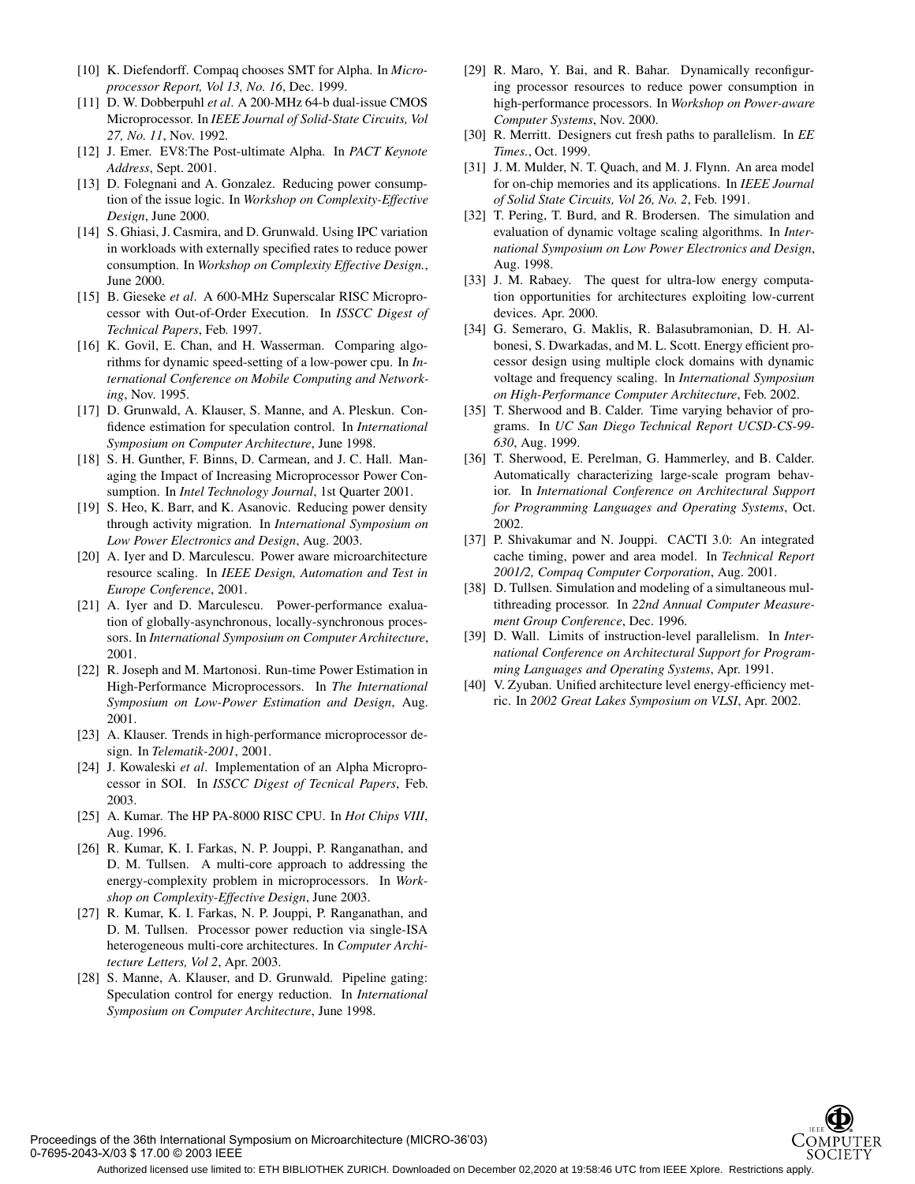- [10] K. Diefendorff. Compaq chooses SMT for Alpha. In *Microprocessor Report, Vol 13, No. 16*, Dec. 1999.
- [11] D. W. Dobberpuhl *et al*. A 200-MHz 64-b dual-issue CMOS Microprocessor. In *IEEE Journal of Solid-State Circuits, Vol 27, No. 11*, Nov. 1992.
- [12] J. Emer. EV8:The Post-ultimate Alpha. In *PACT Keynote Address*, Sept. 2001.
- [13] D. Folegnani and A. Gonzalez. Reducing power consumption of the issue logic. In *Workshop on Complexity-Effective Design*, June 2000.
- [14] S. Ghiasi, J. Casmira, and D. Grunwald. Using IPC variation in workloads with externally specified rates to reduce power consumption. In *Workshop on Complexity Effective Design.*, June 2000.
- [15] B. Gieseke *et al*. A 600-MHz Superscalar RISC Microprocessor with Out-of-Order Execution. In *ISSCC Digest of Technical Papers*, Feb. 1997.
- [16] K. Govil, E. Chan, and H. Wasserman. Comparing algorithms for dynamic speed-setting of a low-power cpu. In *International Conference on Mobile Computing and Networking*, Nov. 1995.
- [17] D. Grunwald, A. Klauser, S. Manne, and A. Pleskun. Confidence estimation for speculation control. In *International Symposium on Computer Architecture*, June 1998.
- [18] S. H. Gunther, F. Binns, D. Carmean, and J. C. Hall. Managing the Impact of Increasing Microprocessor Power Consumption. In *Intel Technology Journal*, 1st Quarter 2001.
- [19] S. Heo, K. Barr, and K. Asanovic. Reducing power density through activity migration. In *International Symposium on Low Power Electronics and Design*, Aug. 2003.
- [20] A. Iyer and D. Marculescu. Power aware microarchitecture resource scaling. In *IEEE Design, Automation and Test in Europe Conference*, 2001.
- [21] A. Iyer and D. Marculescu. Power-performance evaluation of globally-asynchronous, locally-synchronous processors. In *International Symposium on Computer Architecture*, 2001.
- [22] R. Joseph and M. Martonosi. Run-time Power Estimation in High-Performance Microprocessors. In *The International Symposium on Low-Power Estimation and Design*, Aug. 2001.
- [23] A. Klauser. Trends in high-performance microprocessor design. In *Telematik-2001*, 2001.
- [24] J. Kowaleski *et al*. Implementation of an Alpha Microprocessor in SOI. In *ISSCC Digest of Tecnical Papers*, Feb. 2003.
- [25] A. Kumar. The HP PA-8000 RISC CPU. In *Hot Chips VIII*, Aug. 1996.
- [26] R. Kumar, K. I. Farkas, N. P. Jouppi, P. Ranganathan, and D. M. Tullsen. A multi-core approach to addressing the energy-complexity problem in microprocessors. In *Workshop on Complexity-Effective Design*, June 2003.
- [27] R. Kumar, K. I. Farkas, N. P. Jouppi, P. Ranganathan, and D. M. Tullsen. Processor power reduction via single-ISA heterogeneous multi-core architectures. In *Computer Architecture Letters, Vol 2*, Apr. 2003.
- [28] S. Manne, A. Klauser, and D. Grunwald. Pipeline gating: Speculation control for energy reduction. In *International Symposium on Computer Architecture*, June 1998.
- [29] R. Maro, Y. Bai, and R. Bahar. Dynamically reconfiguring processor resources to reduce power consumption in high-performance processors. In *Workshop on Power-aware Computer Systems*, Nov. 2000.
- [30] R. Merritt. Designers cut fresh paths to parallelism. In *EE Times.*, Oct. 1999.
- [31] J. M. Mulder, N. T. Quach, and M. J. Flynn. An area model for on-chip memories and its applications. In *IEEE Journal of Solid State Circuits, Vol 26, No. 2*, Feb. 1991.
- [32] T. Pering, T. Burd, and R. Brodersen. The simulation and evaluation of dynamic voltage scaling algorithms. In *International Symposium on Low Power Electronics and Design*, Aug. 1998.
- [33] J. M. Rabaey. The quest for ultra-low energy computation opportunities for architectures exploiting low-current devices. Apr. 2000.
- [34] G. Semeraro, G. Maklis, R. Balasubramonian, D. H. Albonesi, S. Dwarkadas, and M. L. Scott. Energy efficient processor design using multiple clock domains with dynamic voltage and frequency scaling. In *International Symposium on High-Performance Computer Architecture*, Feb. 2002.
- [35] T. Sherwood and B. Calder. Time varying behavior of programs. In *UC San Diego Technical Report UCSD-CS-99-630*, Aug. 1999.
- [36] T. Sherwood, E. Perelman, G. Hammerley, and B. Calder. Automatically characterizing large-scale program behavior. In *International Conference on Architectural Support for Programming Languages and Operating Systems*, Oct. 2002.
- [37] P. Shivakumar and N. Jouppi. CACTI 3.0: An integrated cache timing, power and area model. In *Technical Report 2001/2, Compaq Computer Corporation*, Aug. 2001.
- [38] D. Tullsen. Simulation and modeling of a simultaneous multithreading processor. In *22nd Annual Computer Measurement Group Conference*, Dec. 1996.
- [39] D. Wall. Limits of instruction-level parallelism. In *International Conference on Architectural Support for Programming Languages and Operating Systems*, Apr. 1991.
- [40] V. Zyuban. Unified architecture level energy-efficiency metric. In *2002 Great Lakes Symposium on VLSI*, Apr. 2002.